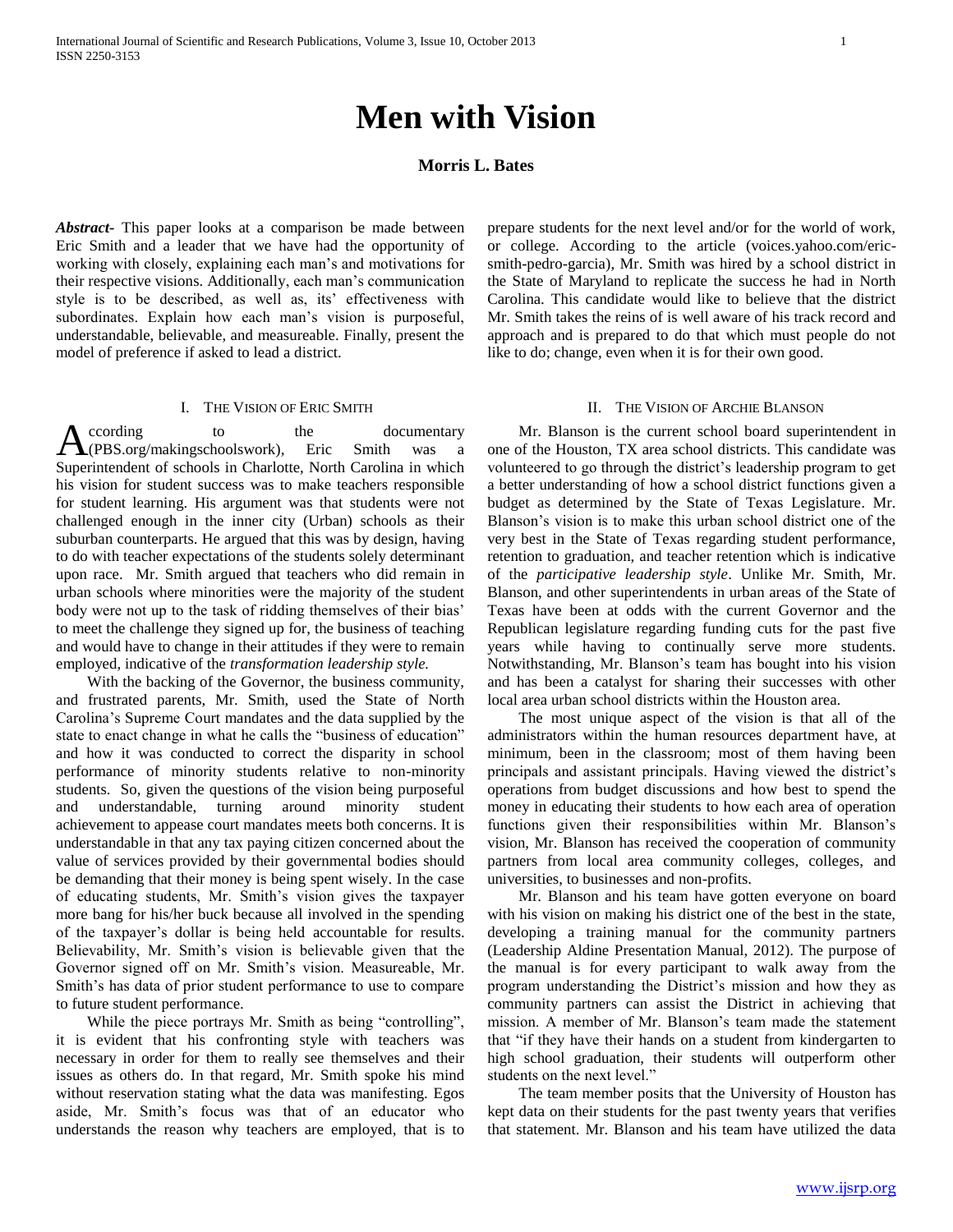# Men with Vision

**Morris L. Bates**

***Abstract-*** This paper looks at a comparison be made between Eric Smith and a leader that we have had the opportunity of working with closely, explaining each man's and motivations for their respective visions. Additionally, each man's communication style is to be described, as well as, its' effectiveness with subordinates. Explain how each man's vision is purposeful, understandable, believable, and measureable. Finally, present the model of preference if asked to lead a district.

## I. The Vision of Eric Smith

According to the documentary (PBS.org/makingschoolswork), Eric Smith was a Superintendent of schools in Charlotte, North Carolina in which his vision for student success was to make teachers responsible for student learning. His argument was that students were not challenged enough in the inner city (Urban) schools as their suburban counterparts. He argued that this was by design, having to do with teacher expectations of the students solely determinant upon race. Mr. Smith argued that teachers who did remain in urban schools where minorities were the majority of the student body were not up to the task of ridding themselves of their bias' to meet the challenge they signed up for, the business of teaching and would have to change in their attitudes if they were to remain employed, indicative of the *transformation leadership style.*

With the backing of the Governor, the business community, and frustrated parents, Mr. Smith, used the State of North Carolina's Supreme Court mandates and the data supplied by the state to enact change in what he calls the "business of education" and how it was conducted to correct the disparity in school performance of minority students relative to non-minority students. So, given the questions of the vision being purposeful and understandable, turning around minority student achievement to appease court mandates meets both concerns. It is understandable in that any tax paying citizen concerned about the value of services provided by their governmental bodies should be demanding that their money is being spent wisely. In the case of educating students, Mr. Smith's vision gives the taxpayer more bang for his/her buck because all involved in the spending of the taxpayer's dollar is being held accountable for results. Believability, Mr. Smith's vision is believable given that the Governor signed off on Mr. Smith's vision. Measureable, Mr. Smith's has data of prior student performance to use to compare to future student performance.

While the piece portrays Mr. Smith as being "controlling", it is evident that his confronting style with teachers was necessary in order for them to really see themselves and their issues as others do. In that regard, Mr. Smith spoke his mind without reservation stating what the data was manifesting. Egos aside, Mr. Smith's focus was that of an educator who understands the reason why teachers are employed, that is to prepare students for the next level and/or for the world of work, or college. According to the article (voices.yahoo.com/eric-smith-pedro-garcia), Mr. Smith was hired by a school district in the State of Maryland to replicate the success he had in North Carolina. This candidate would like to believe that the district Mr. Smith takes the reins of is well aware of his track record and approach and is prepared to do that which must people do not like to do; change, even when it is for their own good.

## II. The Vision of Archie Blanson

Mr. Blanson is the current school board superintendent in one of the Houston, TX area school districts. This candidate was volunteered to go through the district's leadership program to get a better understanding of how a school district functions given a budget as determined by the State of Texas Legislature. Mr. Blanson's vision is to make this urban school district one of the very best in the State of Texas regarding student performance, retention to graduation, and teacher retention which is indicative of the *participative leadership style*. Unlike Mr. Smith, Mr. Blanson, and other superintendents in urban areas of the State of Texas have been at odds with the current Governor and the Republican legislature regarding funding cuts for the past five years while having to continually serve more students. Notwithstanding, Mr. Blanson's team has bought into his vision and has been a catalyst for sharing their successes with other local area urban school districts within the Houston area.

The most unique aspect of the vision is that all of the administrators within the human resources department have, at minimum, been in the classroom; most of them having been principals and assistant principals. Having viewed the district's operations from budget discussions and how best to spend the money in educating their students to how each area of operation functions given their responsibilities within Mr. Blanson's vision, Mr. Blanson has received the cooperation of community partners from local area community colleges, colleges, and universities, to businesses and non-profits.

Mr. Blanson and his team have gotten everyone on board with his vision on making his district one of the best in the state, developing a training manual for the community partners (Leadership Aldine Presentation Manual, 2012). The purpose of the manual is for every participant to walk away from the program understanding the District's mission and how they as community partners can assist the District in achieving that mission. A member of Mr. Blanson's team made the statement that "if they have their hands on a student from kindergarten to high school graduation, their students will outperform other students on the next level."

The team member posits that the University of Houston has kept data on their students for the past twenty years that verifies that statement. Mr. Blanson and his team have utilized the data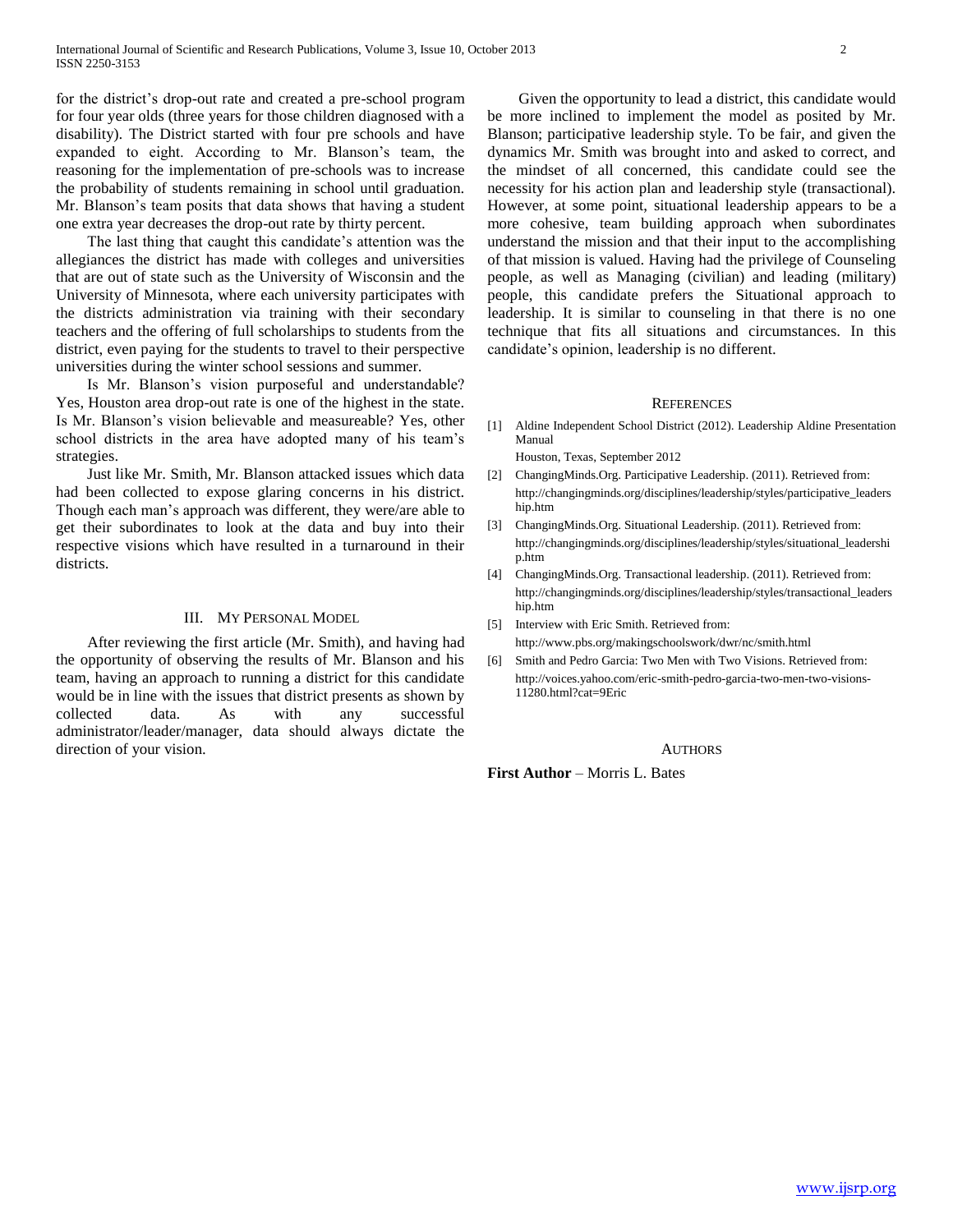for the district's drop-out rate and created a pre-school program for four year olds (three years for those children diagnosed with a disability). The District started with four pre schools and have expanded to eight. According to Mr. Blanson's team, the reasoning for the implementation of pre-schools was to increase the probability of students remaining in school until graduation. Mr. Blanson's team posits that data shows that having a student one extra year decreases the drop-out rate by thirty percent.

The last thing that caught this candidate's attention was the allegiances the district has made with colleges and universities that are out of state such as the University of Wisconsin and the University of Minnesota, where each university participates with the districts administration via training with their secondary teachers and the offering of full scholarships to students from the district, even paying for the students to travel to their perspective universities during the winter school sessions and summer.

Is Mr. Blanson's vision purposeful and understandable? Yes, Houston area drop-out rate is one of the highest in the state. Is Mr. Blanson's vision believable and measureable? Yes, other school districts in the area have adopted many of his team's strategies.

Just like Mr. Smith, Mr. Blanson attacked issues which data had been collected to expose glaring concerns in his district. Though each man's approach was different, they were/are able to get their subordinates to look at the data and buy into their respective visions which have resulted in a turnaround in their districts.

## III. My Personal Model

After reviewing the first article (Mr. Smith), and having had the opportunity of observing the results of Mr. Blanson and his team, having an approach to running a district for this candidate would be in line with the issues that district presents as shown by collected data. As with any successful administrator/leader/manager, data should always dictate the direction of your vision.

Given the opportunity to lead a district, this candidate would be more inclined to implement the model as posited by Mr. Blanson; participative leadership style. To be fair, and given the dynamics Mr. Smith was brought into and asked to correct, and the mindset of all concerned, this candidate could see the necessity for his action plan and leadership style (transactional). However, at some point, situational leadership appears to be a more cohesive, team building approach when subordinates understand the mission and that their input to the accomplishing of that mission is valued. Having had the privilege of Counseling people, as well as Managing (civilian) and leading (military) people, this candidate prefers the Situational approach to leadership. It is similar to counseling in that there is no one technique that fits all situations and circumstances. In this candidate's opinion, leadership is no different.

## References

[1] Aldine Independent School District (2012). Leadership Aldine Presentation Manual
Houston, Texas, September 2012

[2] ChangingMinds.Org. Participative Leadership. (2011). Retrieved from: http://changingminds.org/disciplines/leadership/styles/participative_leadership.htm

[3] ChangingMinds.Org. Situational Leadership. (2011). Retrieved from: http://changingminds.org/disciplines/leadership/styles/situational_leadership.htm

[4] ChangingMinds.Org. Transactional leadership. (2011). Retrieved from: http://changingminds.org/disciplines/leadership/styles/transactional_leadership.htm

[5] Interview with Eric Smith. Retrieved from: http://www.pbs.org/makingschoolswork/dwr/nc/smith.html

[6] Smith and Pedro Garcia: Two Men with Two Visions. Retrieved from: http://voices.yahoo.com/eric-smith-pedro-garcia-two-men-two-visions-11280.html?cat=9Eric

## Authors

**First Author** – Morris L. Bates